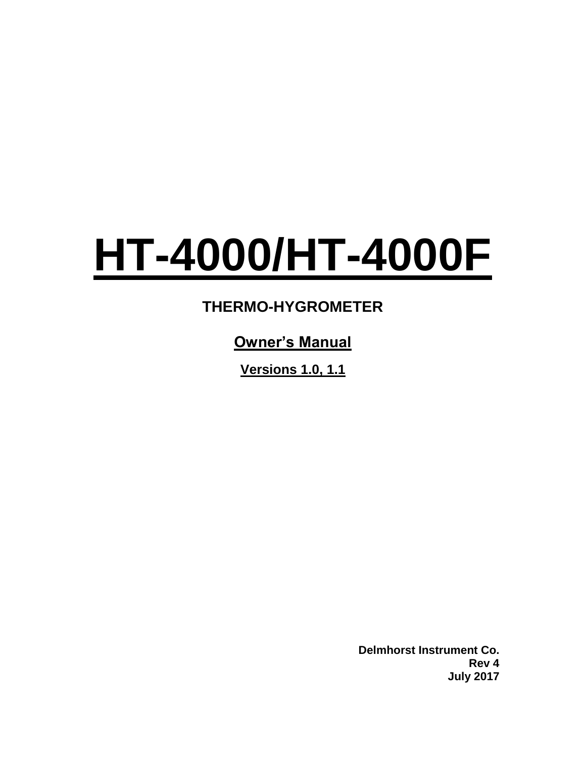# HT-4000/HT-4000F

**THERMO-HYGROMETER**

**Owner's Manual**

**Versions 1.0, 1.1**

**Delmhorst Instrument Co.**
**Rev 4**
**July 2017**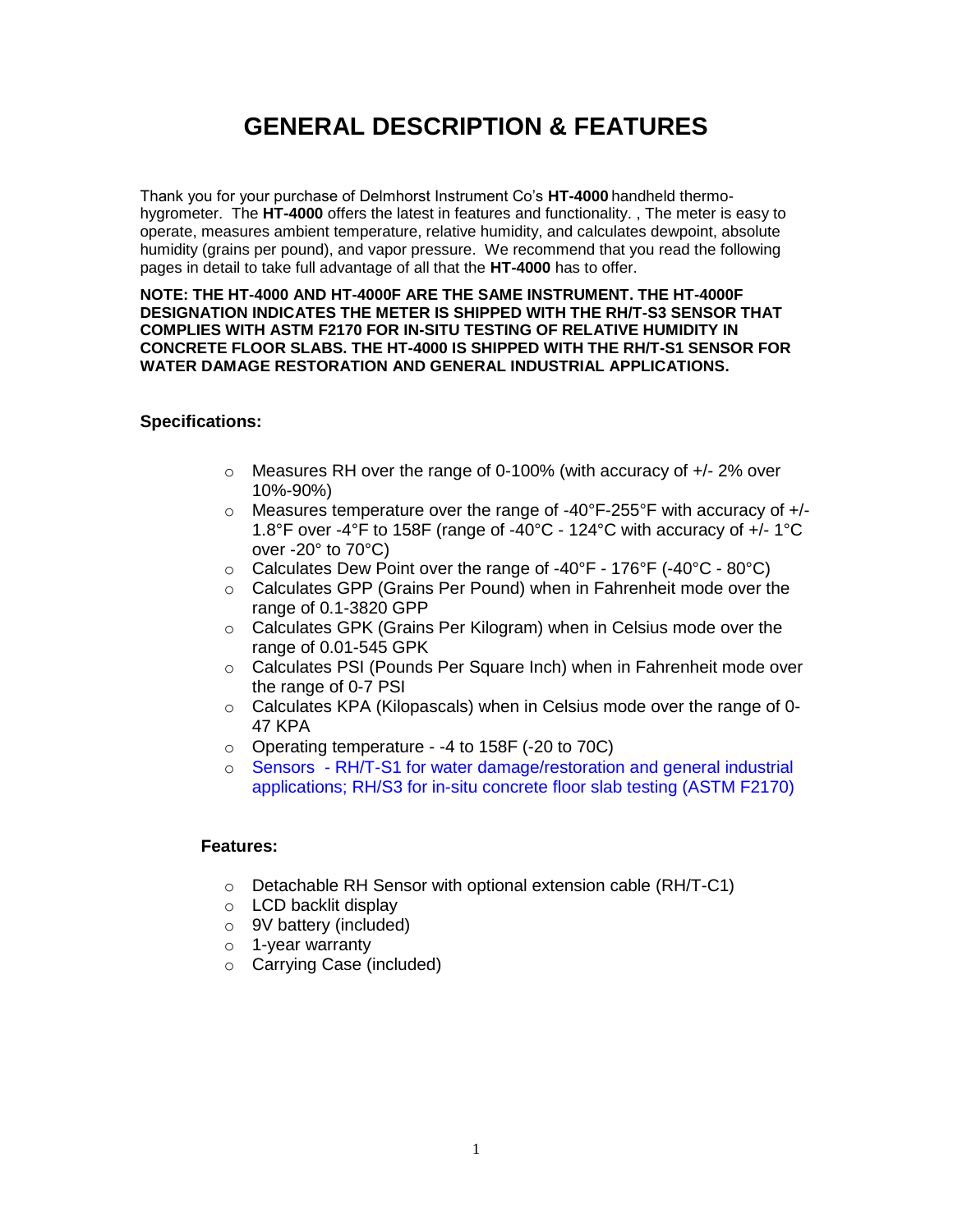# GENERAL DESCRIPTION & FEATURES

Thank you for your purchase of Delmhorst Instrument Co's **HT-4000** handheld thermo-hygrometer. The **HT-4000** offers the latest in features and functionality. , The meter is easy to operate, measures ambient temperature, relative humidity, and calculates dewpoint, absolute humidity (grains per pound), and vapor pressure. We recommend that you read the following pages in detail to take full advantage of all that the **HT-4000** has to offer.

**NOTE: THE HT-4000 AND HT-4000F ARE THE SAME INSTRUMENT. THE HT-4000F DESIGNATION INDICATES THE METER IS SHIPPED WITH THE RH/T-S3 SENSOR THAT COMPLIES WITH ASTM F2170 FOR IN-SITU TESTING OF RELATIVE HUMIDITY IN CONCRETE FLOOR SLABS. THE HT-4000 IS SHIPPED WITH THE RH/T-S1 SENSOR FOR WATER DAMAGE RESTORATION AND GENERAL INDUSTRIAL APPLICATIONS.**

**Specifications:**

- Measures RH over the range of 0-100% (with accuracy of +/- 2% over 10%-90%)
- Measures temperature over the range of -40°F-255°F with accuracy of +/- 1.8°F over -4°F to 158F (range of -40°C - 124°C with accuracy of +/- 1°C over -20° to 70°C)
- Calculates Dew Point over the range of -40°F - 176°F (-40°C - 80°C)
- Calculates GPP (Grains Per Pound) when in Fahrenheit mode over the range of 0.1-3820 GPP
- Calculates GPK (Grains Per Kilogram) when in Celsius mode over the range of 0.01-545 GPK
- Calculates PSI (Pounds Per Square Inch) when in Fahrenheit mode over the range of 0-7 PSI
- Calculates KPA (Kilopascals) when in Celsius mode over the range of 0-47 KPA
- Operating temperature - -4 to 158F (-20 to 70C)
- Sensors - RH/T-S1 for water damage/restoration and general industrial applications; RH/S3 for in-situ concrete floor slab testing (ASTM F2170)

**Features:**

- Detachable RH Sensor with optional extension cable (RH/T-C1)
- LCD backlit display
- 9V battery (included)
- 1-year warranty
- Carrying Case (included)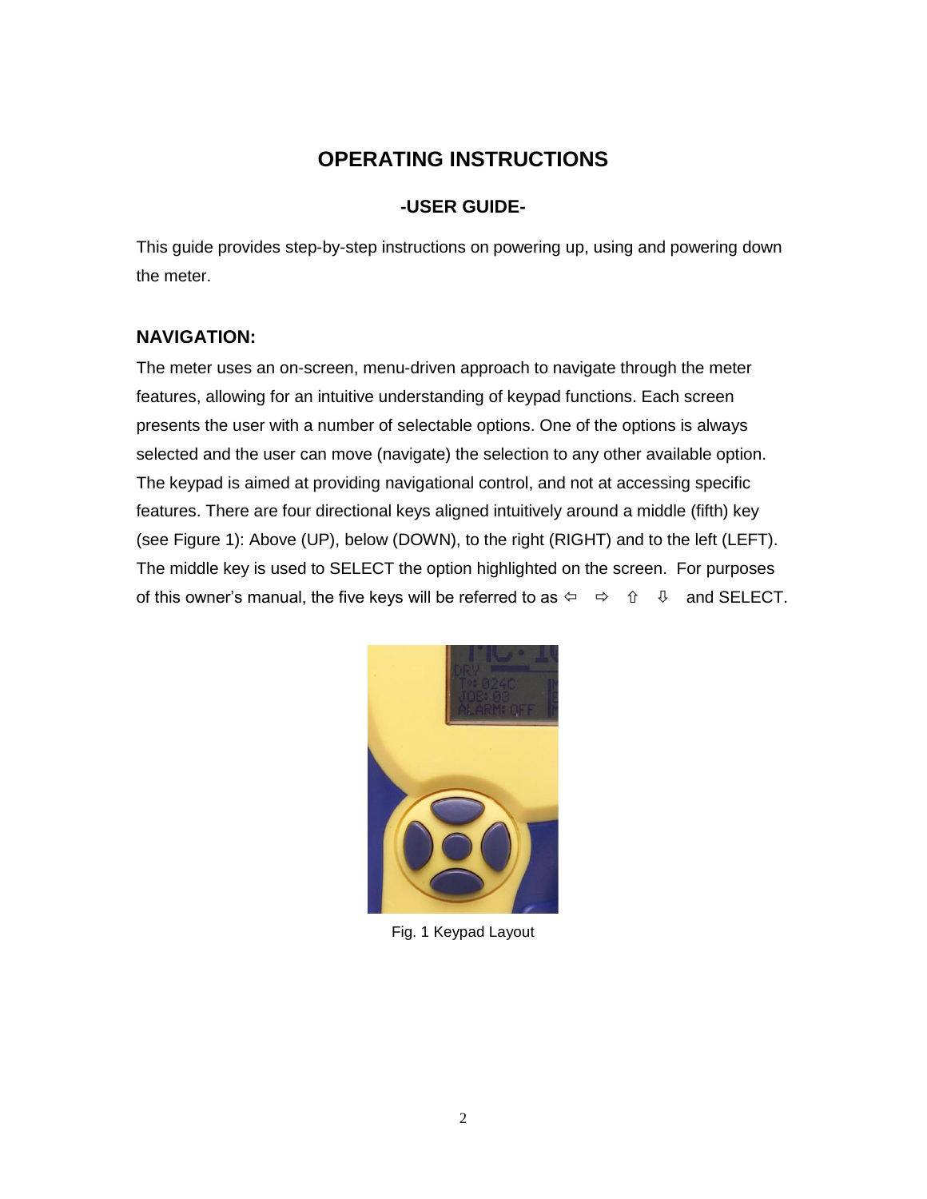# OPERATING INSTRUCTIONS

## -USER GUIDE-

This guide provides step-by-step instructions on powering up, using and powering down the meter.

### NAVIGATION:

The meter uses an on-screen, menu-driven approach to navigate through the meter features, allowing for an intuitive understanding of keypad functions. Each screen presents the user with a number of selectable options. One of the options is always selected and the user can move (navigate) the selection to any other available option. The keypad is aimed at providing navigational control, and not at accessing specific features. There are four directional keys aligned intuitively around a middle (fifth) key (see Figure 1): Above (UP), below (DOWN), to the right (RIGHT) and to the left (LEFT). The middle key is used to SELECT the option highlighted on the screen. For purposes of this owner's manual, the five keys will be referred to as ⇦ ⇨ ⇧ ⇩ and SELECT.

Fig. 1 Keypad Layout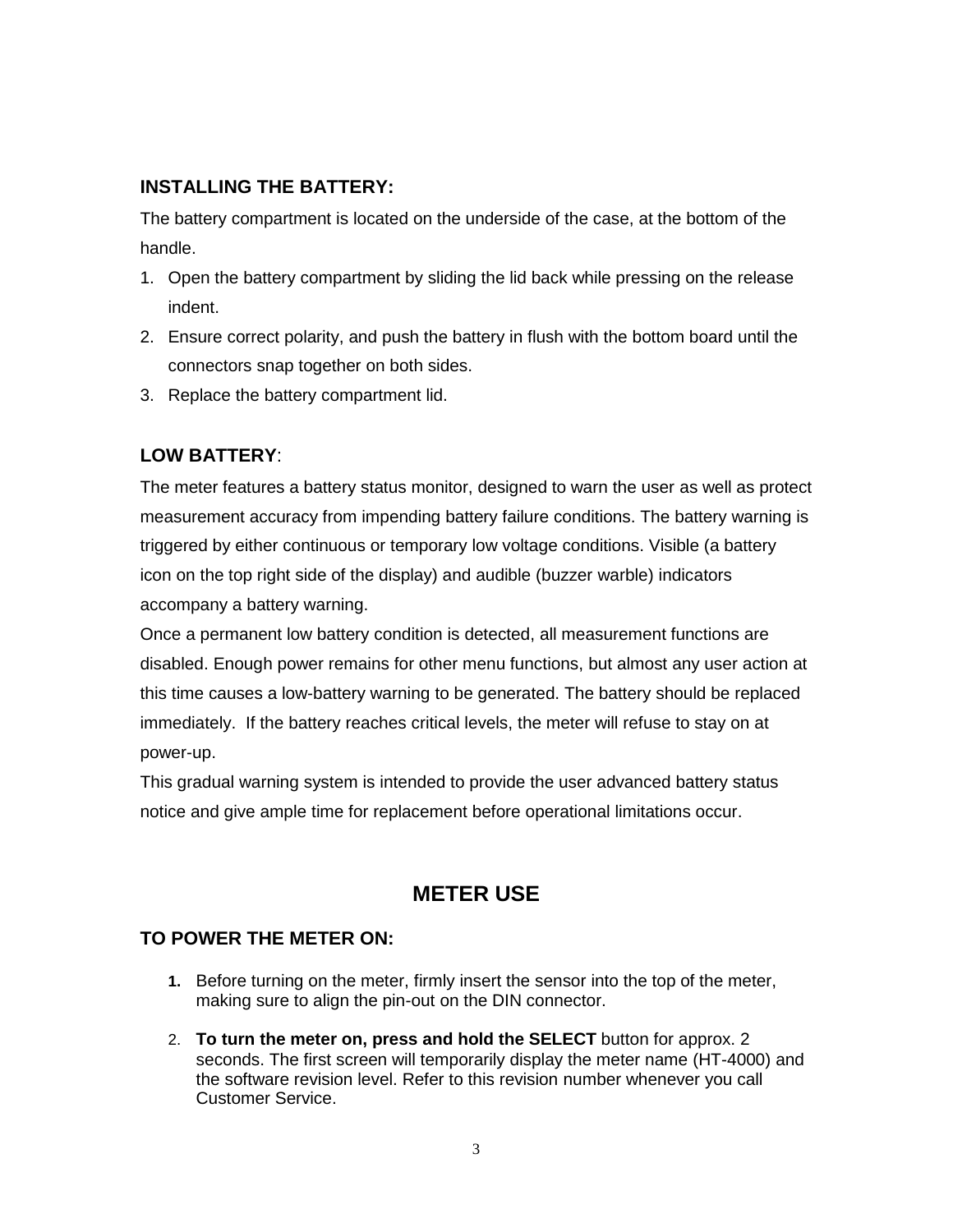## INSTALLING THE BATTERY:

The battery compartment is located on the underside of the case, at the bottom of the handle.

1. Open the battery compartment by sliding the lid back while pressing on the release indent.
2. Ensure correct polarity, and push the battery in flush with the bottom board until the connectors snap together on both sides.
3. Replace the battery compartment lid.

## LOW BATTERY:

The meter features a battery status monitor, designed to warn the user as well as protect measurement accuracy from impending battery failure conditions. The battery warning is triggered by either continuous or temporary low voltage conditions. Visible (a battery icon on the top right side of the display) and audible (buzzer warble) indicators accompany a battery warning.

Once a permanent low battery condition is detected, all measurement functions are disabled. Enough power remains for other menu functions, but almost any user action at this time causes a low-battery warning to be generated. The battery should be replaced immediately. If the battery reaches critical levels, the meter will refuse to stay on at power-up.

This gradual warning system is intended to provide the user advanced battery status notice and give ample time for replacement before operational limitations occur.

# METER USE

## TO POWER THE METER ON:

1. Before turning on the meter, firmly insert the sensor into the top of the meter, making sure to align the pin-out on the DIN connector.
2. **To turn the meter on, press and hold the SELECT** button for approx. 2 seconds. The first screen will temporarily display the meter name (HT-4000) and the software revision level. Refer to this revision number whenever you call Customer Service.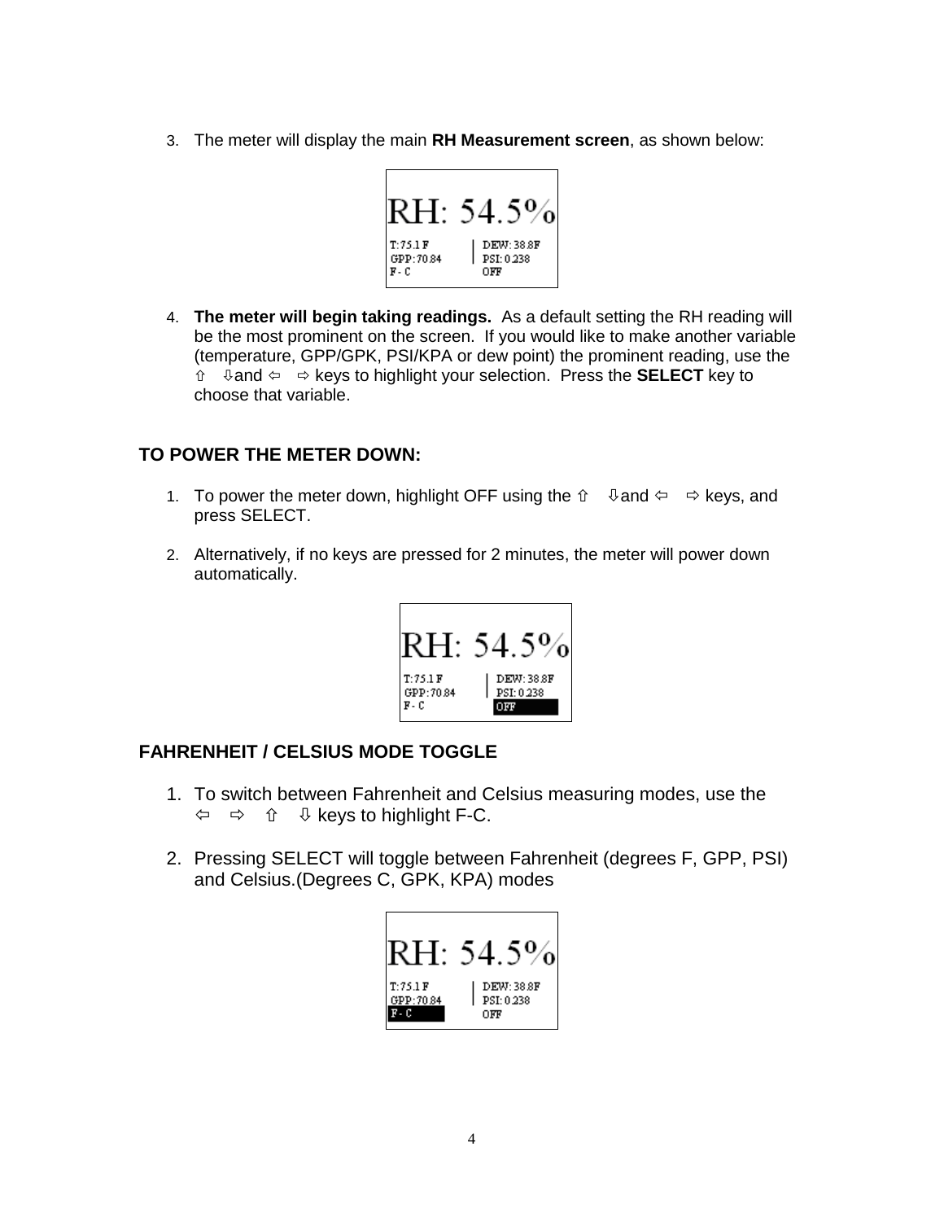3. The meter will display the main **RH Measurement screen**, as shown below:

```
RH: 54.5%
T:75.1 F      | DEW: 38.8F
GPP: 70.84    | PSI: 0.238
F - C           OFF
```

4. **The meter will begin taking readings.** As a default setting the RH reading will be the most prominent on the screen. If you would like to make another variable (temperature, GPP/GPK, PSI/KPA or dew point) the prominent reading, use the ⇧ ⇩and ⇦ ⇨ keys to highlight your selection. Press the **SELECT** key to choose that variable.

## TO POWER THE METER DOWN:

1. To power the meter down, highlight OFF using the ⇧ ⇩and ⇦ ⇨ keys, and press SELECT.
2. Alternatively, if no keys are pressed for 2 minutes, the meter will power down automatically.

```
RH: 54.5%
T:75.1 F      | DEW: 38.8F
GPP: 70.84    | PSI: 0.238
F - C           OFF
```

## FAHRENHEIT / CELSIUS MODE TOGGLE

1. To switch between Fahrenheit and Celsius measuring modes, use the ⇦ ⇨ ⇧ ⇩ keys to highlight F-C.
2. Pressing SELECT will toggle between Fahrenheit (degrees F, GPP, PSI) and Celsius.(Degrees C, GPK, KPA) modes

```
RH: 54.5%
T:75.1 F      | DEW: 38.8F
GPP: 70.84    | PSI: 0.238
F - C           OFF
```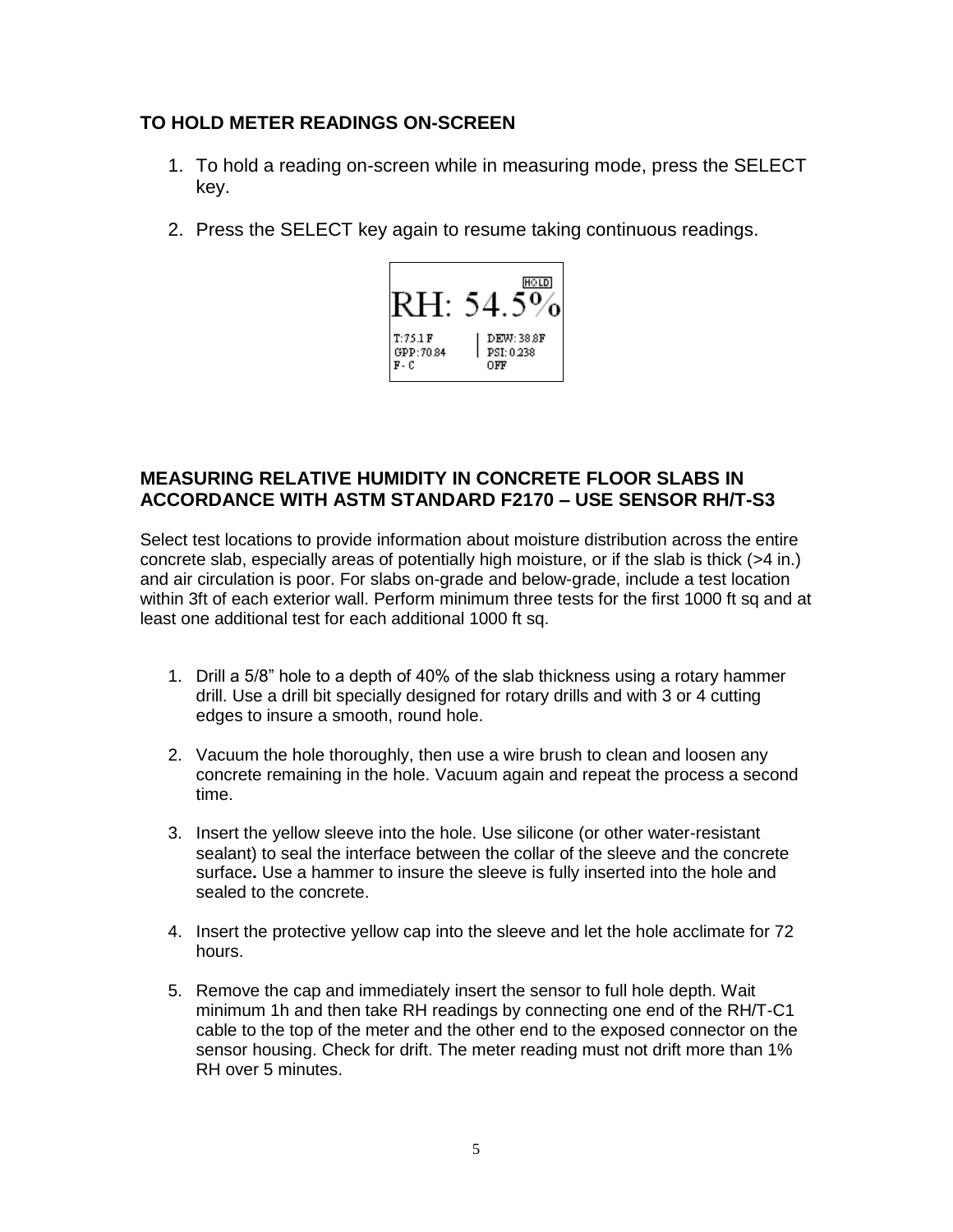## TO HOLD METER READINGS ON-SCREEN

1. To hold a reading on-screen while in measuring mode, press the SELECT key.
2. Press the SELECT key again to resume taking continuous readings.

HOLD
RH: 54.5%

T: 75.1 F | DEW: 38.8F
GPP: 70.84 | PSI: 0.238
F - C | OFF

## MEASURING RELATIVE HUMIDITY IN CONCRETE FLOOR SLABS IN ACCORDANCE WITH ASTM STANDARD F2170 – USE SENSOR RH/T-S3

Select test locations to provide information about moisture distribution across the entire concrete slab, especially areas of potentially high moisture, or if the slab is thick (>4 in.) and air circulation is poor. For slabs on-grade and below-grade, include a test location within 3ft of each exterior wall. Perform minimum three tests for the first 1000 ft sq and at least one additional test for each additional 1000 ft sq.

1. Drill a 5/8" hole to a depth of 40% of the slab thickness using a rotary hammer drill. Use a drill bit specially designed for rotary drills and with 3 or 4 cutting edges to insure a smooth, round hole.
2. Vacuum the hole thoroughly, then use a wire brush to clean and loosen any concrete remaining in the hole. Vacuum again and repeat the process a second time.
3. Insert the yellow sleeve into the hole. Use silicone (or other water-resistant sealant) to seal the interface between the collar of the sleeve and the concrete surface**.** Use a hammer to insure the sleeve is fully inserted into the hole and sealed to the concrete.
4. Insert the protective yellow cap into the sleeve and let the hole acclimate for 72 hours.
5. Remove the cap and immediately insert the sensor to full hole depth. Wait minimum 1h and then take RH readings by connecting one end of the RH/T-C1 cable to the top of the meter and the other end to the exposed connector on the sensor housing. Check for drift. The meter reading must not drift more than 1% RH over 5 minutes.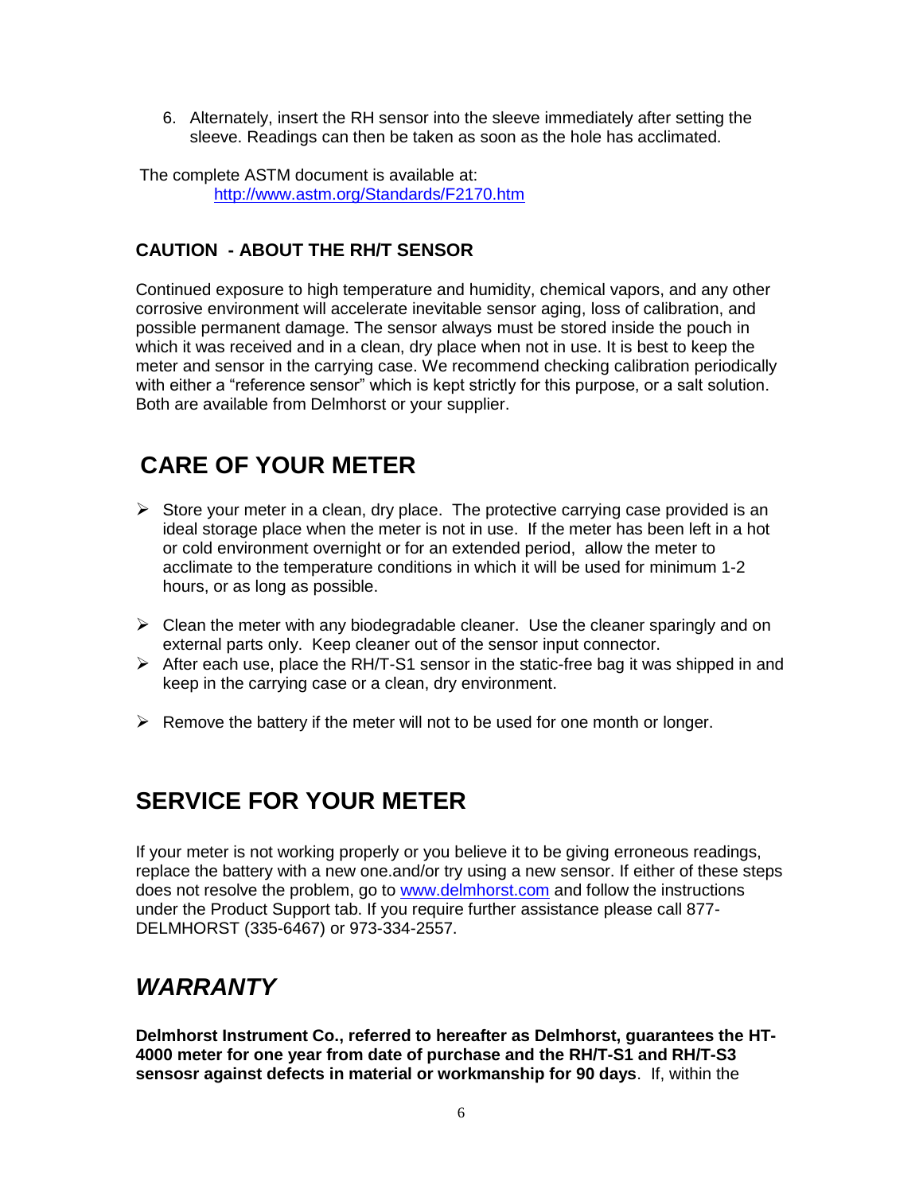6. Alternately, insert the RH sensor into the sleeve immediately after setting the sleeve. Readings can then be taken as soon as the hole has acclimated.

The complete ASTM document is available at:
[http://www.astm.org/Standards/F2170.htm](http://www.astm.org/Standards/F2170.htm)

### CAUTION - ABOUT THE RH/T SENSOR

Continued exposure to high temperature and humidity, chemical vapors, and any other corrosive environment will accelerate inevitable sensor aging, loss of calibration, and possible permanent damage. The sensor always must be stored inside the pouch in which it was received and in a clean, dry place when not in use. It is best to keep the meter and sensor in the carrying case. We recommend checking calibration periodically with either a "reference sensor" which is kept strictly for this purpose, or a salt solution. Both are available from Delmhorst or your supplier.

## CARE OF YOUR METER

- Store your meter in a clean, dry place. The protective carrying case provided is an ideal storage place when the meter is not in use. If the meter has been left in a hot or cold environment overnight or for an extended period, allow the meter to acclimate to the temperature conditions in which it will be used for minimum 1-2 hours, or as long as possible.
- Clean the meter with any biodegradable cleaner. Use the cleaner sparingly and on external parts only. Keep cleaner out of the sensor input connector.
- After each use, place the RH/T-S1 sensor in the static-free bag it was shipped in and keep in the carrying case or a clean, dry environment.
- Remove the battery if the meter will not to be used for one month or longer.

## SERVICE FOR YOUR METER

If your meter is not working properly or you believe it to be giving erroneous readings, replace the battery with a new one.and/or try using a new sensor. If either of these steps does not resolve the problem, go to [www.delmhorst.com](www.delmhorst.com) and follow the instructions under the Product Support tab. If you require further assistance please call 877-DELMHORST (335-6467) or 973-334-2557.

## *WARRANTY*

**Delmhorst Instrument Co., referred to hereafter as Delmhorst, guarantees the HT-4000 meter for one year from date of purchase and the RH/T-S1 and RH/T-S3 sensosr against defects in material or workmanship for 90 days**. If, within the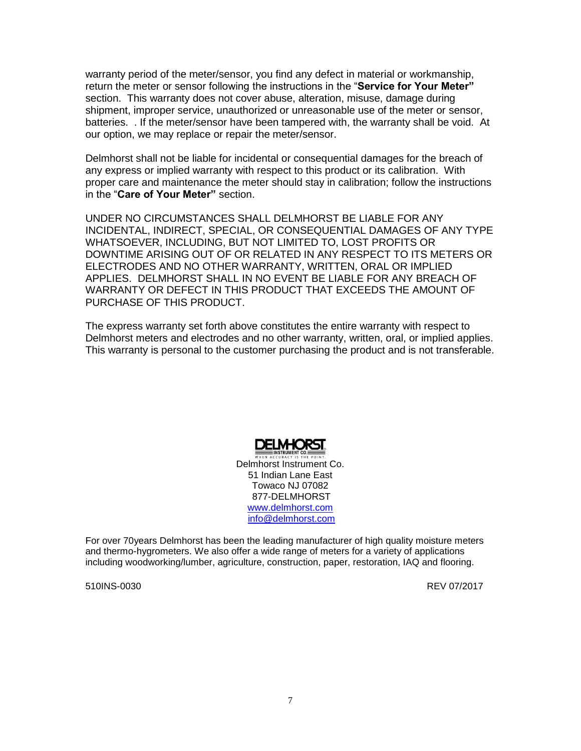warranty period of the meter/sensor, you find any defect in material or workmanship, return the meter or sensor following the instructions in the "**Service for Your Meter"** section. This warranty does not cover abuse, alteration, misuse, damage during shipment, improper service, unauthorized or unreasonable use of the meter or sensor, batteries. . If the meter/sensor have been tampered with, the warranty shall be void. At our option, we may replace or repair the meter/sensor.

Delmhorst shall not be liable for incidental or consequential damages for the breach of any express or implied warranty with respect to this product or its calibration. With proper care and maintenance the meter should stay in calibration; follow the instructions in the "**Care of Your Meter"** section.

UNDER NO CIRCUMSTANCES SHALL DELMHORST BE LIABLE FOR ANY INCIDENTAL, INDIRECT, SPECIAL, OR CONSEQUENTIAL DAMAGES OF ANY TYPE WHATSOEVER, INCLUDING, BUT NOT LIMITED TO, LOST PROFITS OR DOWNTIME ARISING OUT OF OR RELATED IN ANY RESPECT TO ITS METERS OR ELECTRODES AND NO OTHER WARRANTY, WRITTEN, ORAL OR IMPLIED APPLIES. DELMHORST SHALL IN NO EVENT BE LIABLE FOR ANY BREACH OF WARRANTY OR DEFECT IN THIS PRODUCT THAT EXCEEDS THE AMOUNT OF PURCHASE OF THIS PRODUCT.

The express warranty set forth above constitutes the entire warranty with respect to Delmhorst meters and electrodes and no other warranty, written, oral, or implied applies. This warranty is personal to the customer purchasing the product and is not transferable.

DELMHORST INSTRUMENT CO.
WHEN ACCURACY IS THE POINT.

Delmhorst Instrument Co.
51 Indian Lane East
Towaco NJ 07082
877-DELMHORST
www.delmhorst.com
info@delmhorst.com

For over 70years Delmhorst has been the leading manufacturer of high quality moisture meters and thermo-hygrometers. We also offer a wide range of meters for a variety of applications including woodworking/lumber, agriculture, construction, paper, restoration, IAQ and flooring.

510INS-0030 REV 07/2017